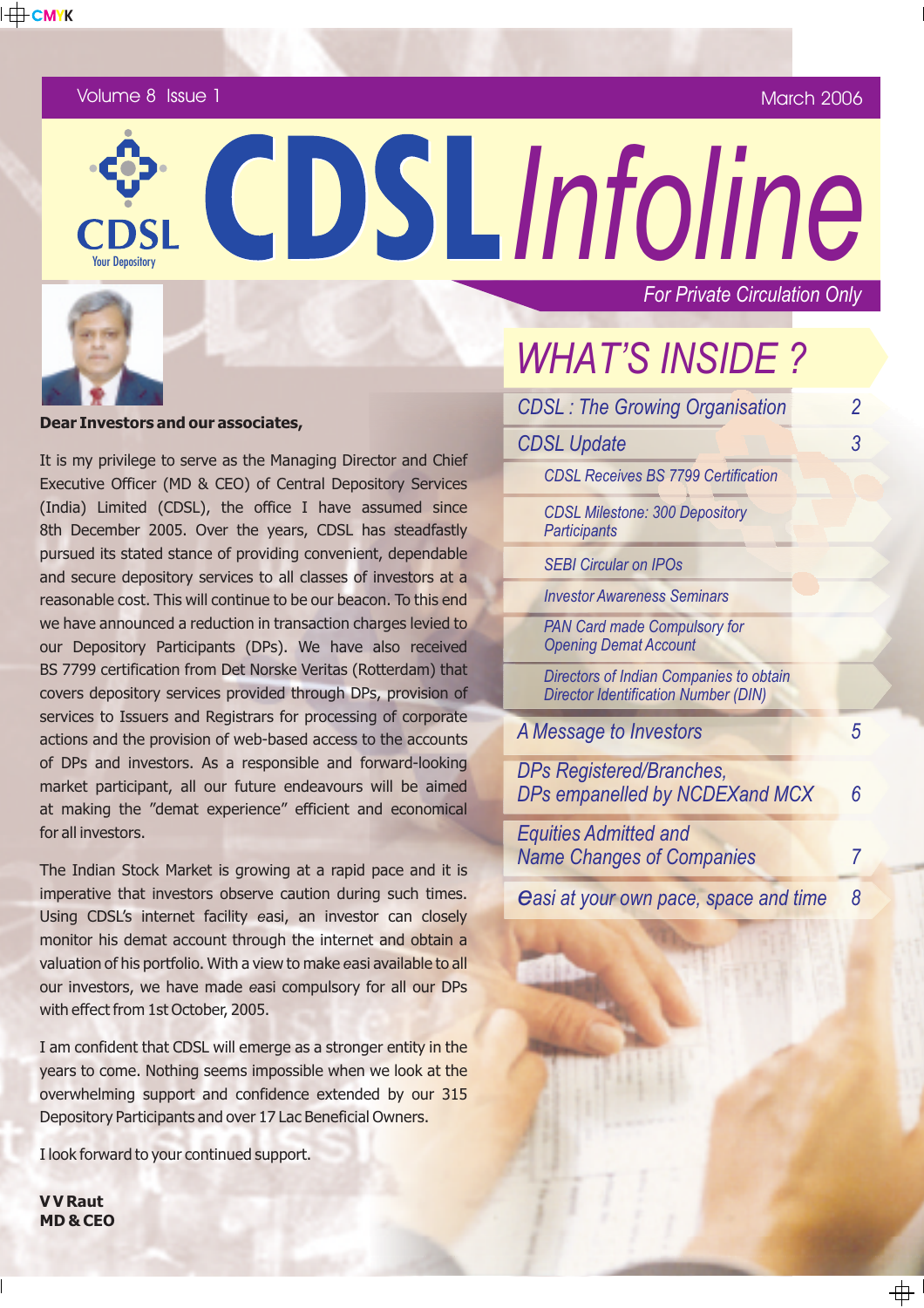Volume 8 Issue 1 — March 2006

# CDSL Infoline

CDSL Your Depository

*For Private Circulation Only*

## WHAT'S INSIDE ?

| | |
|---|---|
| CDSL : The Growing Organisation | 2 |
| CDSL Update | 3 |
| CDSL Receives BS 7799 Certification | |
| CDSL Milestone: 300 Depository Participants | |
| SEBI Circular on IPOs | |
| Investor Awareness Seminars | |
| PAN Card made Compulsory for Opening Demat Account | |
| Directors of Indian Companies to obtain Director Identification Number (DIN) | |
| A Message to Investors | 5 |
| DPs Registered/Branches, DPs empanelled by NCDEXand MCX | 6 |
| Equities Admitted and Name Changes of Companies | 7 |
| easi at your own pace, space and time | 8 |

**Dear Investors and our associates,**

It is my privilege to serve as the Managing Director and Chief Executive Officer (MD & CEO) of Central Depository Services (India) Limited (CDSL), the office I have assumed since 8th December 2005. Over the years, CDSL has steadfastly pursued its stated stance of providing convenient, dependable and secure depository services to all classes of investors at a reasonable cost. This will continue to be our beacon. To this end we have announced a reduction in transaction charges levied to our Depository Participants (DPs). We have also received BS 7799 certification from Det Norske Veritas (Rotterdam) that covers depository services provided through DPs, provision of services to Issuers and Registrars for processing of corporate actions and the provision of web-based access to the accounts of DPs and investors. As a responsible and forward-looking market participant, all our future endeavours will be aimed at making the "demat experience" efficient and economical for all investors.

The Indian Stock Market is growing at a rapid pace and it is imperative that investors observe caution during such times. Using CDSL's internet facility *easi*, an investor can closely monitor his demat account through the internet and obtain a valuation of his portfolio. With a view to make *easi* available to all our investors, we have made *easi* compulsory for all our DPs with effect from 1st October, 2005.

I am confident that CDSL will emerge as a stronger entity in the years to come. Nothing seems impossible when we look at the overwhelming support and confidence extended by our 315 Depository Participants and over 17 Lac Beneficial Owners.

I look forward to your continued support.

**V V Raut**
**MD & CEO**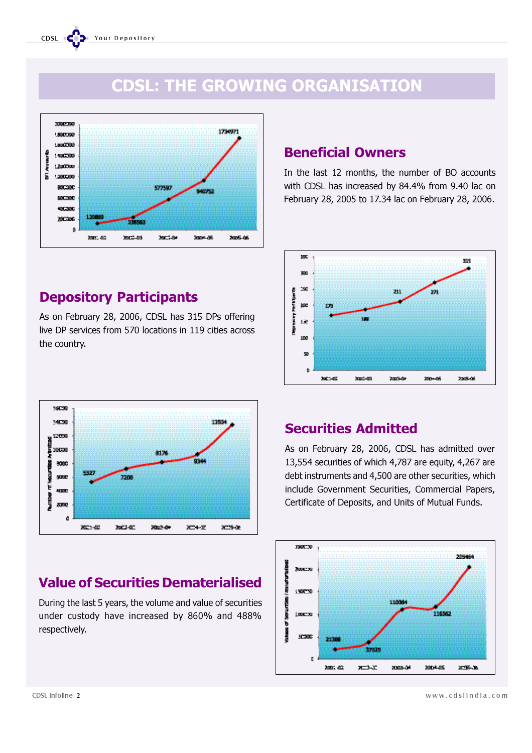# CDSL: THE GROWING ORGANISATION

## Beneficial Owners

In the last 12 months, the number of BO accounts with CDSL has increased by 84.4% from 9.40 lac on February 28, 2005 to 17.34 lac on February 28, 2006.

## Depository Participants

As on February 28, 2006, CDSL has 315 DPs offering live DP services from 570 locations in 119 cities across the country.

## Securities Admitted

As on February 28, 2006, CDSL has admitted over 13,554 securities of which 4,787 are equity, 4,267 are debt instruments and 4,500 are other securities, which include Government Securities, Commercial Papers, Certificate of Deposits, and Units of Mutual Funds.

## Value of Securities Dematerialised

During the last 5 years, the volume and value of securities under custody have increased by 860% and 488% respectively.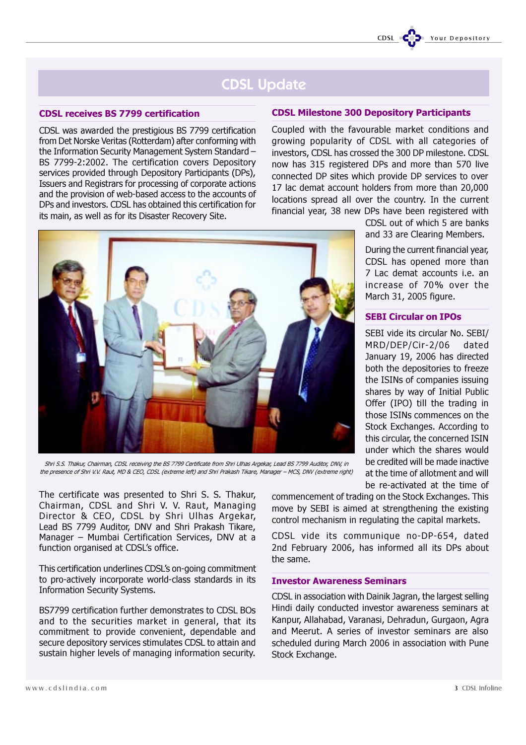# CDSL Update

## CDSL receives BS 7799 certification

CDSL was awarded the prestigious BS 7799 certification from Det Norske Veritas (Rotterdam) after conforming with the Information Security Management System Standard – BS 7799-2:2002. The certification covers Depository services provided through Depository Participants (DPs), Issuers and Registrars for processing of corporate actions and the provision of web-based access to the accounts of DPs and investors. CDSL has obtained this certification for its main, as well as for its Disaster Recovery Site.

*Shri S.S. Thakur, Chairman, CDSL receiving the BS 7799 Certificate from Shri Ulhas Argekar, Lead BS 7799 Auditor, DNV, in the presence of Shri V.V. Raut, MD & CEO, CDSL (extreme left) and Shri Prakash Tikare, Manager – MCS, DNV (extreme right)*

The certificate was presented to Shri S. S. Thakur, Chairman, CDSL and Shri V. V. Raut, Managing Director & CEO, CDSL by Shri Ulhas Argekar, Lead BS 7799 Auditor, DNV and Shri Prakash Tikare, Manager – Mumbai Certification Services, DNV at a function organised at CDSL's office.

This certification underlines CDSL's on-going commitment to pro-actively incorporate world-class standards in its Information Security Systems.

BS7799 certification further demonstrates to CDSL BOs and to the securities market in general, that its commitment to provide convenient, dependable and secure depository services stimulates CDSL to attain and sustain higher levels of managing information security.

## CDSL Milestone 300 Depository Participants

Coupled with the favourable market conditions and growing popularity of CDSL with all categories of investors, CDSL has crossed the 300 DP milestone. CDSL now has 315 registered DPs and more than 570 live connected DP sites which provide DP services to over 17 lac demat account holders from more than 20,000 locations spread all over the country. In the current financial year, 38 new DPs have been registered with CDSL out of which 5 are banks and 33 are Clearing Members.

During the current financial year, CDSL has opened more than 7 Lac demat accounts i.e. an increase of 70% over the March 31, 2005 figure.

## SEBI Circular on IPOs

SEBI vide its circular No. SEBI/MRD/DEP/Cir-2/06 dated January 19, 2006 has directed both the depositories to freeze the ISINs of companies issuing shares by way of Initial Public Offer (IPO) till the trading in those ISINs commences on the Stock Exchanges. According to this circular, the concerned ISIN under which the shares would be credited will be made inactive at the time of allotment and will be re-activated at the time of commencement of trading on the Stock Exchanges. This move by SEBI is aimed at strengthening the existing control mechanism in regulating the capital markets.

CDSL vide its communique no-DP-654, dated 2nd February 2006, has informed all its DPs about the same.

## Investor Awareness Seminars

CDSL in association with Dainik Jagran, the largest selling Hindi daily conducted investor awareness seminars at Kanpur, Allahabad, Varanasi, Dehradun, Gurgaon, Agra and Meerut. A series of investor seminars are also scheduled during March 2006 in association with Pune Stock Exchange.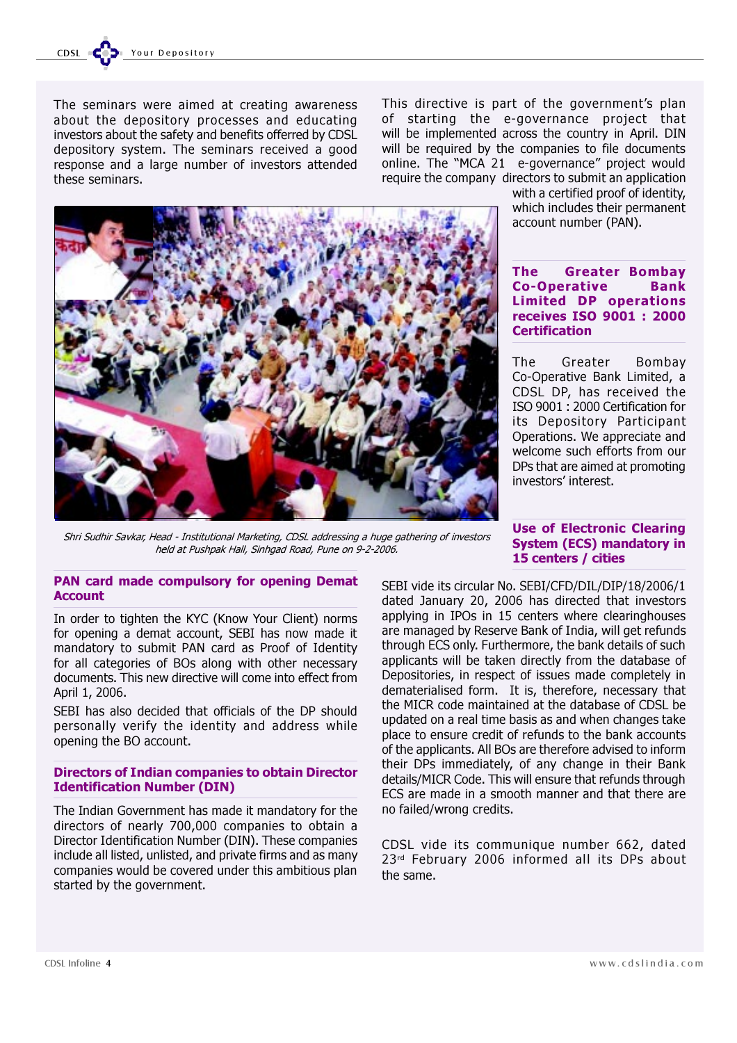The seminars were aimed at creating awareness about the depository processes and educating investors about the safety and benefits offered by CDSL depository system. The seminars received a good response and a large number of investors attended these seminars.

*Shri Sudhir Savkar, Head - Institutional Marketing, CDSL addressing a huge gathering of investors held at Pushpak Hall, Sinhgad Road, Pune on 9-2-2006.*

### PAN card made compulsory for opening Demat Account

In order to tighten the KYC (Know Your Client) norms for opening a demat account, SEBI has now made it mandatory to submit PAN card as Proof of Identity for all categories of BOs along with other necessary documents. This new directive will come into effect from April 1, 2006.

SEBI has also decided that officials of the DP should personally verify the identity and address while opening the BO account.

### Directors of Indian companies to obtain Director Identification Number (DIN)

The Indian Government has made it mandatory for the directors of nearly 700,000 companies to obtain a Director Identification Number (DIN). These companies include all listed, unlisted, and private firms and as many companies would be covered under this ambitious plan started by the government.

This directive is part of the government's plan of starting the e-governance project that will be implemented across the country in April. DIN will be required by the companies to file documents online. The "MCA 21 e-governance" project would require the company directors to submit an application with a certified proof of identity, which includes their permanent account number (PAN).

### The Greater Bombay Co-Operative Bank Limited DP operations receives ISO 9001 : 2000 Certification

The Greater Bombay Co-Operative Bank Limited, a CDSL DP, has received the ISO 9001 : 2000 Certification for its Depository Participant Operations. We appreciate and welcome such efforts from our DPs that are aimed at promoting investors' interest.

### Use of Electronic Clearing System (ECS) mandatory in 15 centers / cities

SEBI vide its circular No. SEBI/CFD/DIL/DIP/18/2006/1 dated January 20, 2006 has directed that investors applying in IPOs in 15 centers where clearinghouses are managed by Reserve Bank of India, will get refunds through ECS only. Furthermore, the bank details of such applicants will be taken directly from the database of Depositories, in respect of issues made completely in dematerialised form. It is, therefore, necessary that the MICR code maintained at the database of CDSL be updated on a real time basis as and when changes take place to ensure credit of refunds to the bank accounts of the applicants. All BOs are therefore advised to inform their DPs immediately, of any change in their Bank details/MICR Code. This will ensure that refunds through ECS are made in a smooth manner and that there are no failed/wrong credits.

CDSL vide its communique number 662, dated 23rd February 2006 informed all its DPs about the same.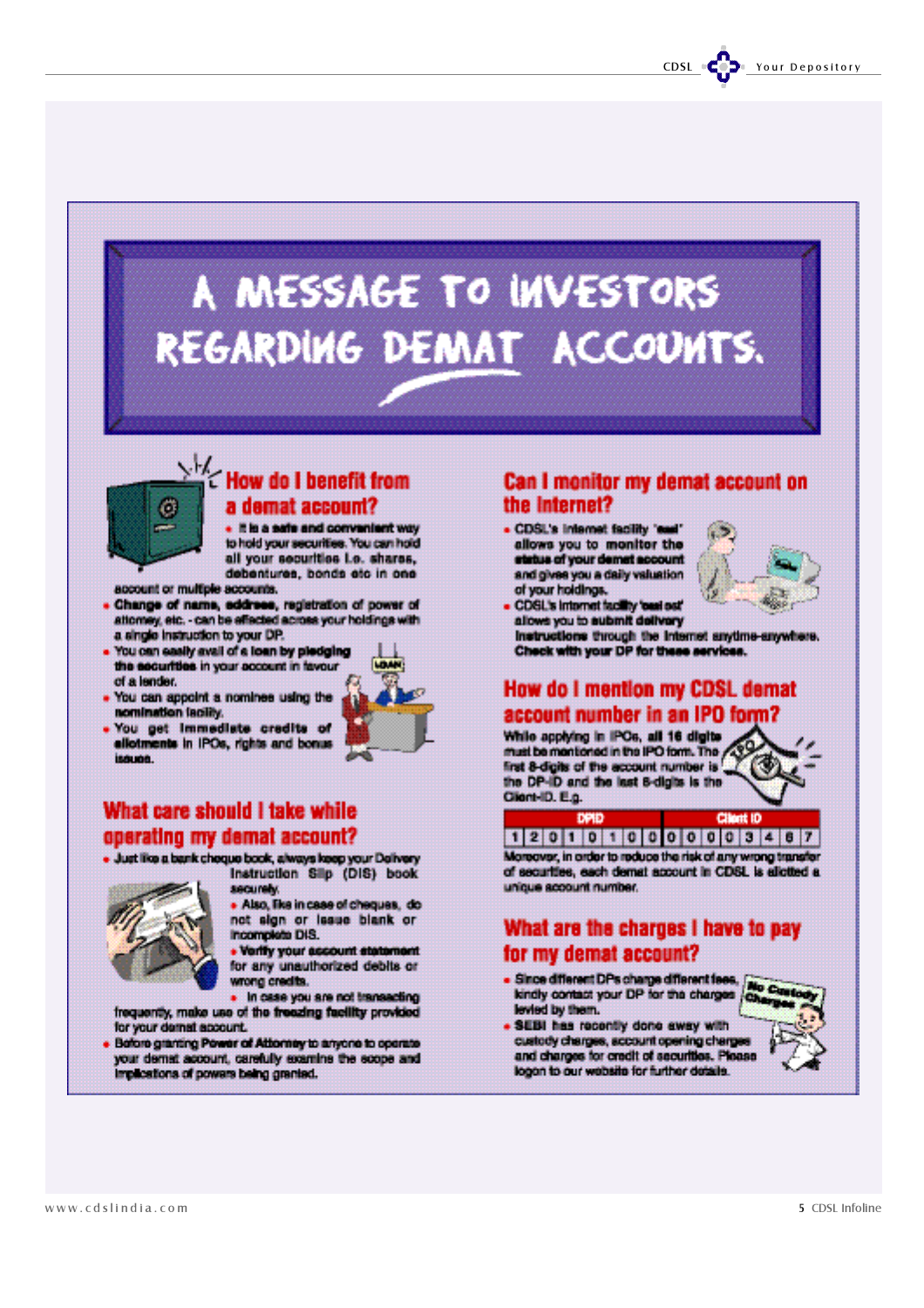# A MESSAGE TO INVESTORS REGARDING DEMAT ACCOUNTS.

## How do I benefit from a demat account?

- It is a **safe and convenient** way to hold your securities. You can hold all your securities i.e. shares, debentures, bonds etc in one account or multiple accounts.
- **Change of name, address**, registration of power of attorney, etc. - can be effected across your holdings with a single instruction to your DP.
- You can **easily avail of a loan by pledging the securities** in your account in favour of a lender.
- You can appoint a nominee using the **nomination facility**.
- You **get immediate credits of allotments** in IPOs, rights and bonus issues.

## What care should I take while operating my demat account?

- Just like a bank cheque book, always keep your Delivery Instruction Slip (DIS) book securely.
- Also, like in case of cheques, do not sign or issue blank or incomplete DIS.
- **Verify your account statement** for any unauthorized debits or wrong credits.
- In case you are not transacting frequently, make use of the **freezing facility** provided for your demat account.
- **Before granting Power of Attorney** to anyone to operate your demat account, carefully examine the scope and implications of powers being granted.

## Can I monitor my demat account on the Internet?

- CDSL's Internet facility **'easi'** allows you to **monitor the status of your demat account** and gives you a daily valuation of your holdings.
- CDSL's Internet facility **'easiest'** allows you to **submit delivery instructions** through the Internet anytime-anywhere. **Check with your DP for these services.**

## How do I mention my CDSL demat account number in an IPO form?

While applying in IPOs, **all 16 digits** must be mentioned in the IPO form. The first 8-digits of the account number is the DP-ID and the last 8-digits is the Client-ID. E.g.

| DPID | | | | | | | | Client ID | | | | | | | |
|---|---|---|---|---|---|---|---|---|---|---|---|---|---|---|---|
| 1 | 2 | 0 | 1 | 0 | 1 | 0 | 0 | 0 | 0 | 0 | 0 | 3 | 4 | 6 | 7 |

Moreover, in order to reduce the risk of any wrong transfer of securities, each demat account in CDSL is allotted a unique account number.

## What are the charges I have to pay for my demat account?

- Since different DPs charge different fees, kindly contact your DP for the charges levied by them.
- **SEBI** has recently done away with custody charges, account opening charges and charges for credit of securities. Please logon to our website for further details.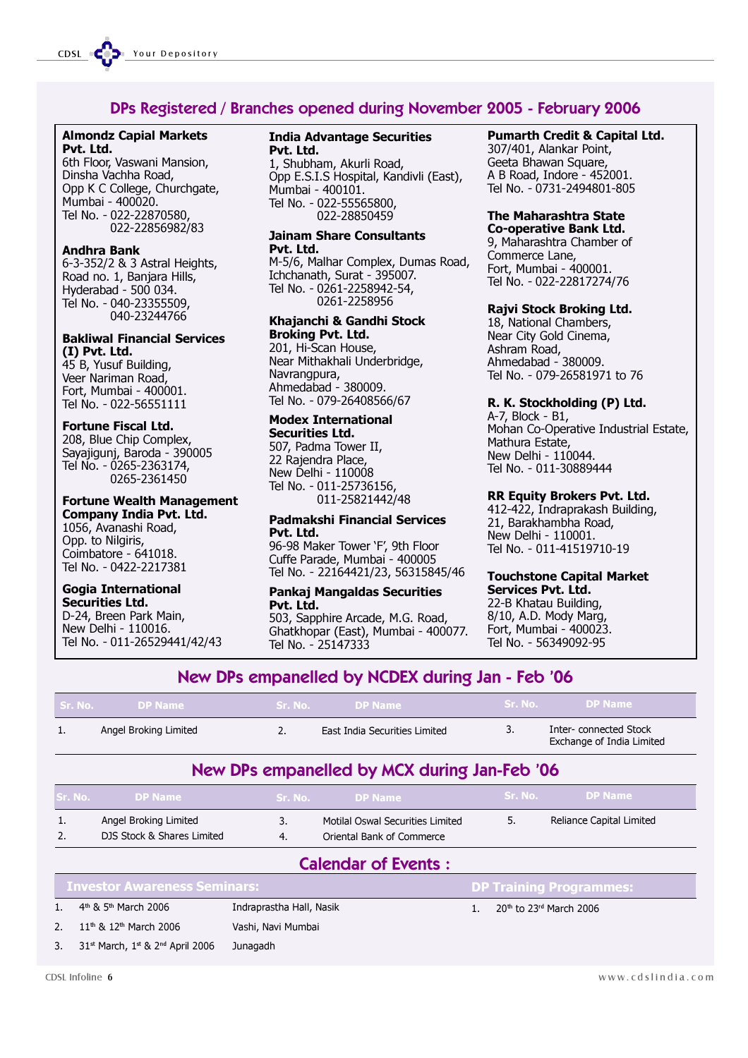## DPs Registered / Branches opened during November 2005 - February 2006

**Almondz Capial Markets Pvt. Ltd.**
6th Floor, Vaswani Mansion,
Dinsha Vachha Road,
Opp K C College, Churchgate,
Mumbai - 400020.
Tel No. - 022-22870580,
022-22856982/83

**Andhra Bank**
6-3-352/2 & 3 Astral Heights,
Road no. 1, Banjara Hills,
Hyderabad - 500 034.
Tel No. - 040-23355509,
040-23244766

**Bakliwal Financial Services (I) Pvt. Ltd.**
45 B, Yusuf Building,
Veer Nariman Road,
Fort, Mumbai - 400001.
Tel No. - 022-56551111

**Fortune Fiscal Ltd.**
208, Blue Chip Complex,
Sayajigunj, Baroda - 390005
Tel No. - 0265-2363174,
0265-2361450

**Fortune Wealth Management Company India Pvt. Ltd.**
1056, Avanashi Road,
Opp. to Nilgiris,
Coimbatore - 641018.
Tel No. - 0422-2217381

**Gogia International Securities Ltd.**
D-24, Breen Park Main,
New Delhi - 110016.
Tel No. - 011-26529441/42/43

**India Advantage Securities Pvt. Ltd.**
1, Shubham, Akurli Road,
Opp E.S.I.S Hospital, Kandivli (East),
Mumbai - 400101.
Tel No. - 022-55565800,
022-28850459

**Jainam Share Consultants Pvt. Ltd.**
M-5/6, Malhar Complex, Dumas Road,
Ichchanath, Surat - 395007.
Tel No. - 0261-2258942-54,
0261-2258956

**Khajanchi & Gandhi Stock Broking Pvt. Ltd.**
201, Hi-Scan House,
Near Mithakhali Underbridge,
Navrangpura,
Ahmedabad - 380009.
Tel No. - 079-26408566/67

**Modex International Securities Ltd.**
507, Padma Tower II,
22 Rajendra Place,
New Delhi - 110008
Tel No. - 011-25736156,
011-25821442/48

**Padmakshi Financial Services Pvt. Ltd.**
96-98 Maker Tower 'F', 9th Floor
Cuffe Parade, Mumbai - 400005
Tel No. - 22164421/23, 56315845/46

**Pankaj Mangaldas Securities Pvt. Ltd.**
503, Sapphire Arcade, M.G. Road,
Ghatkhopar (East), Mumbai - 400077.
Tel No. - 25147333

**Pumarth Credit & Capital Ltd.**
307/401, Alankar Point,
Geeta Bhawan Square,
A B Road, Indore - 452001.
Tel No. - 0731-2494801-805

**The Maharashtra State Co-operative Bank Ltd.**
9, Maharashtra Chamber of
Commerce Lane,
Fort, Mumbai - 400001.
Tel No. - 022-22817274/76

**Rajvi Stock Broking Ltd.**
18, National Chambers,
Near City Gold Cinema,
Ashram Road,
Ahmedabad - 380009.
Tel No. - 079-26581971 to 76

**R. K. Stockholding (P) Ltd.**
A-7, Block - B1,
Mohan Co-Operative Industrial Estate,
Mathura Estate,
New Delhi - 110044.
Tel No. - 011-30889444

**RR Equity Brokers Pvt. Ltd.**
412-422, Indraprakash Building,
21, Barakhambha Road,
New Delhi - 110001.
Tel No. - 011-41519710-19

**Touchstone Capital Market Services Pvt. Ltd.**
22-B Khatau Building,
8/10, A.D. Mody Marg,
Fort, Mumbai - 400023.
Tel No. - 56349092-95

## New DPs empanelled by NCDEX during Jan - Feb '06

| Sr. No. | DP Name | Sr. No. | DP Name | Sr. No. | DP Name |
|---|---|---|---|---|---|
| 1. | Angel Broking Limited | 2. | East India Securities Limited | 3. | Inter- connected Stock Exchange of India Limited |

## New DPs empanelled by MCX during Jan-Feb '06

| Sr. No. | DP Name | Sr. No. | DP Name | Sr. No. | DP Name |
|---|---|---|---|---|---|
| 1. | Angel Broking Limited | 3. | Motilal Oswal Securities Limited | 5. | Reliance Capital Limited |
| 2. | DJS Stock & Shares Limited | 4. | Oriental Bank of Commerce | | |

## Calendar of Events :

**Investor Awareness Seminars:**

| | Date | Venue |
|---|---|---|
| 1. | 4th & 5th March 2006 | Indraprastha Hall, Nasik |
| 2. | 11th & 12th March 2006 | Vashi, Navi Mumbai |
| 3. | 31st March, 1st & 2nd April 2006 | Junagadh |

**DP Training Programmes:**

1. 20th to 23rd March 2006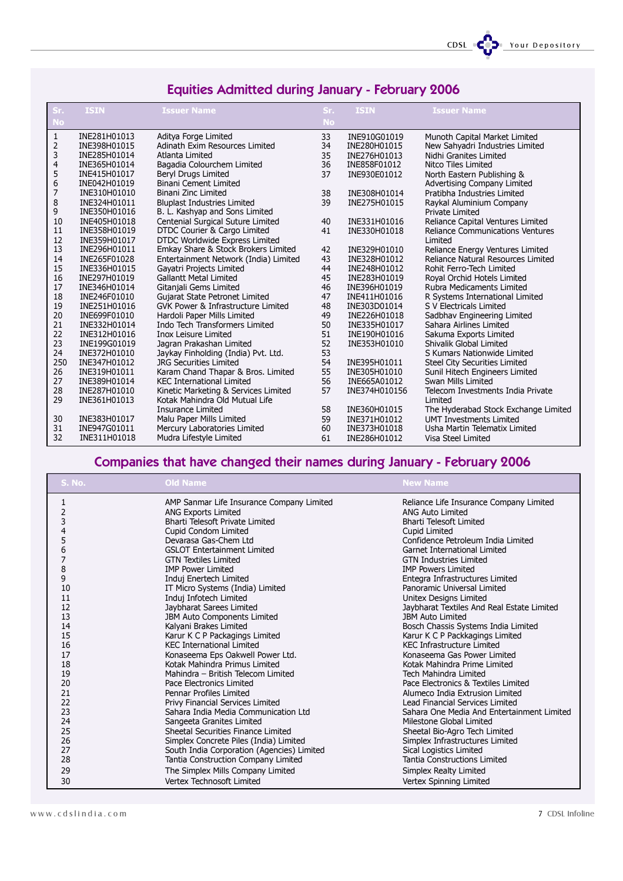## Equities Admitted during January - February 2006

| Sr. No | ISIN | Issuer Name | Sr. No | ISIN | Issuer Name |
|---|---|---|---|---|---|
| 1 | INE281H01013 | Aditya Forge Limited | 33 | INE910G01019 | Munoth Capital Market Limited |
| 2 | INE398H01015 | Adinath Exim Resources Limited | 34 | INE280H01015 | New Sahyadri Industries Limited |
| 3 | INE285H01014 | Atlanta Limited | 35 | INE276H01013 | Nidhi Granites Limited |
| 4 | INE365H01014 | Bagadia Colourchem Limited | 36 | INE858F01012 | Nitco Tiles Limited |
| 5 | INE415H01017 | Beryl Drugs Limited | 37 | INE930E01012 | North Eastern Publishing & Advertising Company Limited |
| 6 | INE042H01019 | Binani Cement Limited | | | |
| 7 | INE310H01010 | Binani Zinc Limited | 38 | INE308H01014 | Pratibha Industries Limited |
| 8 | INE324H01011 | Bluplast Industries Limited | 39 | INE275H01015 | Raykal Aluminium Company Private Limited |
| 9 | INE350H01016 | B. L. Kashyap and Sons Limited | | | |
| 10 | INE405H01018 | Centenial Surgical Suture Limited | 40 | INE331H01016 | Reliance Capital Ventures Limited |
| 11 | INE358H01019 | DTDC Courier & Cargo Limited | 41 | INE330H01018 | Reliance Communications Ventures Limited |
| 12 | INE359H01017 | DTDC Worldwide Express Limited | | | |
| 13 | INE296H01011 | Emkay Share & Stock Brokers Limited | 42 | INE329H01010 | Reliance Energy Ventures Limited |
| 14 | INE265F01028 | Entertainment Network (India) Limited | 43 | INE328H01012 | Reliance Natural Resources Limited |
| 15 | INE336H01015 | Gayatri Projects Limited | 44 | INE248H01012 | Rohit Ferro-Tech Limited |
| 16 | INE297H01019 | Gallantt Metal Limited | 45 | INE283H01019 | Royal Orchid Hotels Limited |
| 17 | INE346H01014 | Gitanjali Gems Limited | 46 | INE396H01019 | Rubra Medicaments Limited |
| 18 | INE246F01010 | Gujarat State Petronet Limited | 47 | INE411H01016 | R Systems International Limited |
| 19 | INE251H01016 | GVK Power & Infrastructure Limited | 48 | INE303D01014 | S V Electricals Limited |
| 20 | INE699F01010 | Hardoli Paper Mills Limited | 49 | INE226H01018 | Sadbhav Engineering Limited |
| 21 | INE332H01014 | Indo Tech Transformers Limited | 50 | INE335H01017 | Sahara Airlines Limited |
| 22 | INE312H01016 | Inox Leisure Limited | 51 | INE190H01016 | Sakuma Exports Limited |
| 23 | INE199G01019 | Jagran Prakashan Limited | 52 | INE353H01010 | Shivalik Global Limited |
| 24 | INE372H01010 | Jaykay Finholding (India) Pvt. Ltd. | 53 | | S Kumars Nationwide Limited |
| 250 | INE347H01012 | JRG Securities Limited | 54 | INE395H01011 | Steel City Securities Limited |
| 26 | INE319H01011 | Karam Chand Thapar & Bros. Limited | 55 | INE305H01010 | Sunil Hitech Engineers Limited |
| 27 | INE389H01014 | KEC International Limited | 56 | INE665A01012 | Swan Mills Limited |
| 28 | INE287H01010 | Kinetic Marketing & Services Limited | 57 | INE374H010156 | Telecom Investments India Private Limited |
| 29 | INE361H01013 | Kotak Mahindra Old Mutual Life Insurance Limited | | | |
| | | | 58 | INE360H01015 | The Hyderabad Stock Exchange Limited |
| 30 | INE383H01017 | Malu Paper Mills Limited | 59 | INE371H01012 | UMT Investments Limited |
| 31 | INE947G01011 | Mercury Laboratories Limited | 60 | INE373H01018 | Usha Martin Telematix Limited |
| 32 | INE311H01018 | Mudra Lifestyle Limited | 61 | INE286H01012 | Visa Steel Limited |

## Companies that have changed their names during January - February 2006

| S. No. | Old Name | New Name |
|---|---|---|
| 1 | AMP Sanmar Life Insurance Company Limited | Reliance Life Insurance Company Limited |
| 2 | ANG Exports Limited | ANG Auto Limited |
| 3 | Bharti Telesoft Private Limited | Bharti Telesoft Limited |
| 4 | Cupid Condom Limited | Cupid Limited |
| 5 | Devarasa Gas-Chem Ltd | Confidence Petroleum India Limited |
| 6 | GSLOT Entertainment Limited | Garnet International Limited |
| 7 | GTN Textiles Limited | GTN Industries Limited |
| 8 | IMP Power Limited | IMP Powers Limited |
| 9 | Induj Enertech Limited | Entegra Infrastructures Limited |
| 10 | IT Micro Systems (India) Limited | Panoramic Universal Limited |
| 11 | Induj Infotech Limited | Unitex Designs Limited |
| 12 | Jaybharat Sarees Limited | Jaybharat Textiles And Real Estate Limited |
| 13 | JBM Auto Components Limited | JBM Auto Limited |
| 14 | Kalyani Brakes Limited | Bosch Chassis Systems India Limited |
| 15 | Karur K C P Packagings Limited | Karur K C P Packkagings Limited |
| 16 | KEC International Limited | KEC Infrastructure Limited |
| 17 | Konaseema Eps Oakwell Power Ltd. | Konaseema Gas Power Limited |
| 18 | Kotak Mahindra Primus Limited | Kotak Mahindra Prime Limited |
| 19 | Mahindra – British Telecom Limited | Tech Mahindra Limited |
| 20 | Pace Electronics Limited | Pace Electronics & Textiles Limited |
| 21 | Pennar Profiles Limited | Alumeco India Extrusion Limited |
| 22 | Privy Financial Services Limited | Lead Financial Services Limited |
| 23 | Sahara India Media Communication Ltd | Sahara One Media And Entertainment Limited |
| 24 | Sangeeta Granites Limited | Milestone Global Limited |
| 25 | Sheetal Securities Finance Limited | Sheetal Bio-Agro Tech Limited |
| 26 | Simplex Concrete Piles (India) Limited | Simplex Infrastructures Limited |
| 27 | South India Corporation (Agencies) Limited | Sical Logistics Limited |
| 28 | Tantia Construction Company Limited | Tantia Constructions Limited |
| 29 | The Simplex Mills Company Limited | Simplex Realty Limited |
| 30 | Vertex Technosoft Limited | Vertex Spinning Limited |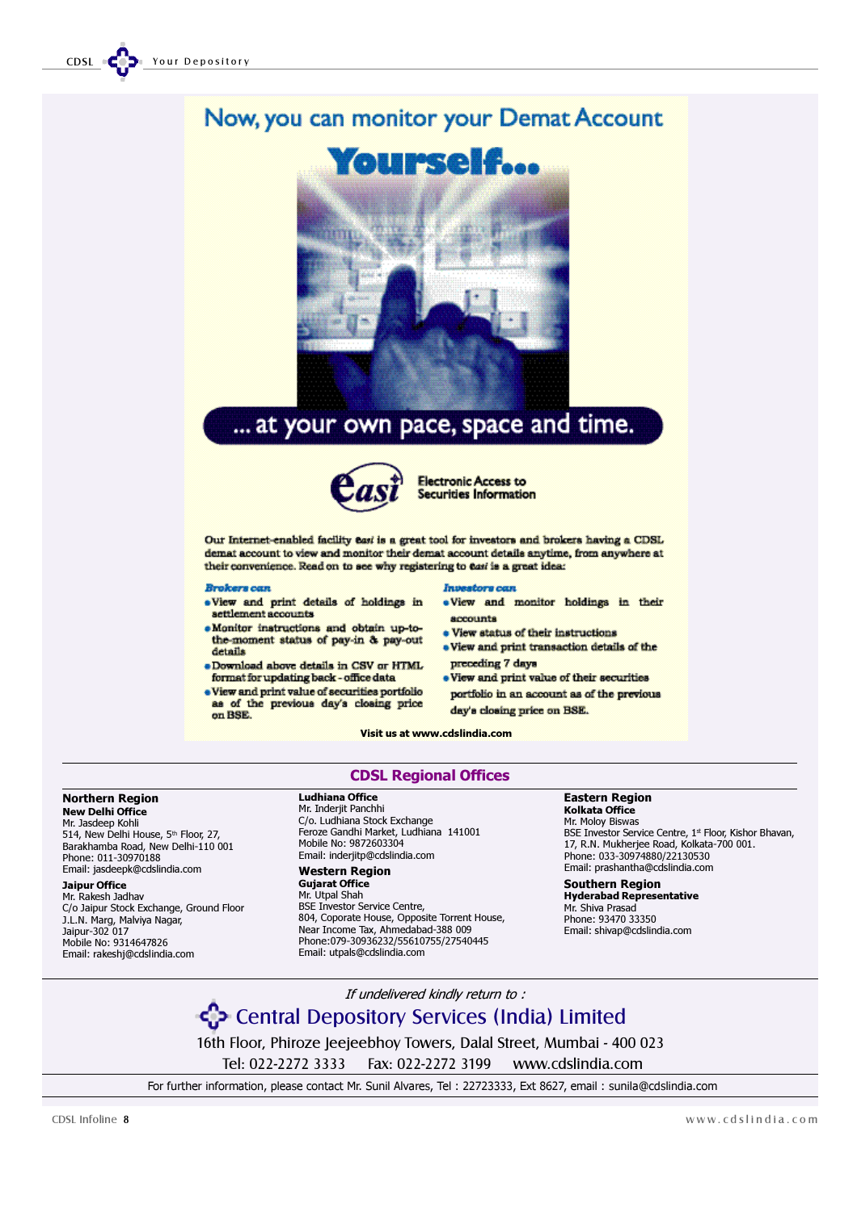# Now, you can monitor your Demat Account

## Yourself...

## ... at your own pace, space and time.

**easi** Electronic Access to Securities Information

Our Internet-enabled facility easi is a great tool for investors and brokers having a CDSL demat account to view and monitor their demat account details anytime, from anywhere at their convenience. Read on to see why registering to easi is a great idea:

***Brokers can***

- View and print details of holdings in settlement accounts
- Monitor instructions and obtain up-to-the-moment status of pay-in & pay-out details
- Download above details in CSV or HTML format for updating back-office data
- View and print value of securities portfolio as of the previous day's closing price on BSE.

***Investors can***

- View and monitor holdings in their accounts
- View status of their instructions
- View and print transaction details of the preceding 7 days
- View and print value of their securities portfolio in an account as of the previous day's closing price on BSE.

**Visit us at www.cdslindia.com**

## CDSL Regional Offices

**Northern Region**

**New Delhi Office**
Mr. Jasdeep Kohli
514, New Delhi House, 5th Floor, 27,
Barakhamba Road, New Delhi-110 001
Phone: 011-30970188
Email: jasdeepk@cdslindia.com

**Jaipur Office**
Mr. Rakesh Jadhav
C/o Jaipur Stock Exchange, Ground Floor
J.L.N. Marg, Malviya Nagar,
Jaipur-302 017
Mobile No: 9314647826
Email: rakeshj@cdslindia.com

**Ludhiana Office**
Mr. Inderjit Panchhi
C/o. Ludhiana Stock Exchange
Feroze Gandhi Market, Ludhiana 141001
Mobile No: 9872603304
Email: inderjitp@cdslindia.com

**Western Region**

**Gujarat Office**
Mr. Utpal Shah
BSE Investor Service Centre,
804, Coporate House, Opposite Torrent House,
Near Income Tax, Ahmedabad-388 009
Phone:079-30936232/55610755/27540445
Email: utpals@cdslindia.com

**Eastern Region**

**Kolkata Office**
Mr. Moloy Biswas
BSE Investor Service Centre, 1st Floor, Kishor Bhavan,
17, R.N. Mukherjee Road, Kolkata-700 001.
Phone: 033-30974880/22130530
Email: prashantha@cdslindia.com

**Southern Region**

**Hyderabad Representative**
Mr. Shiva Prasad
Phone: 93470 33350
Email: shivap@cdslindia.com

*If undelivered kindly return to :*

**Central Depository Services (India) Limited**

16th Floor, Phiroze Jeejeebhoy Towers, Dalal Street, Mumbai - 400 023

Tel: 022-2272 3333 Fax: 022-2272 3199 www.cdslindia.com

For further information, please contact Mr. Sunil Alvares, Tel : 22723333, Ext 8627, email : sunila@cdslindia.com